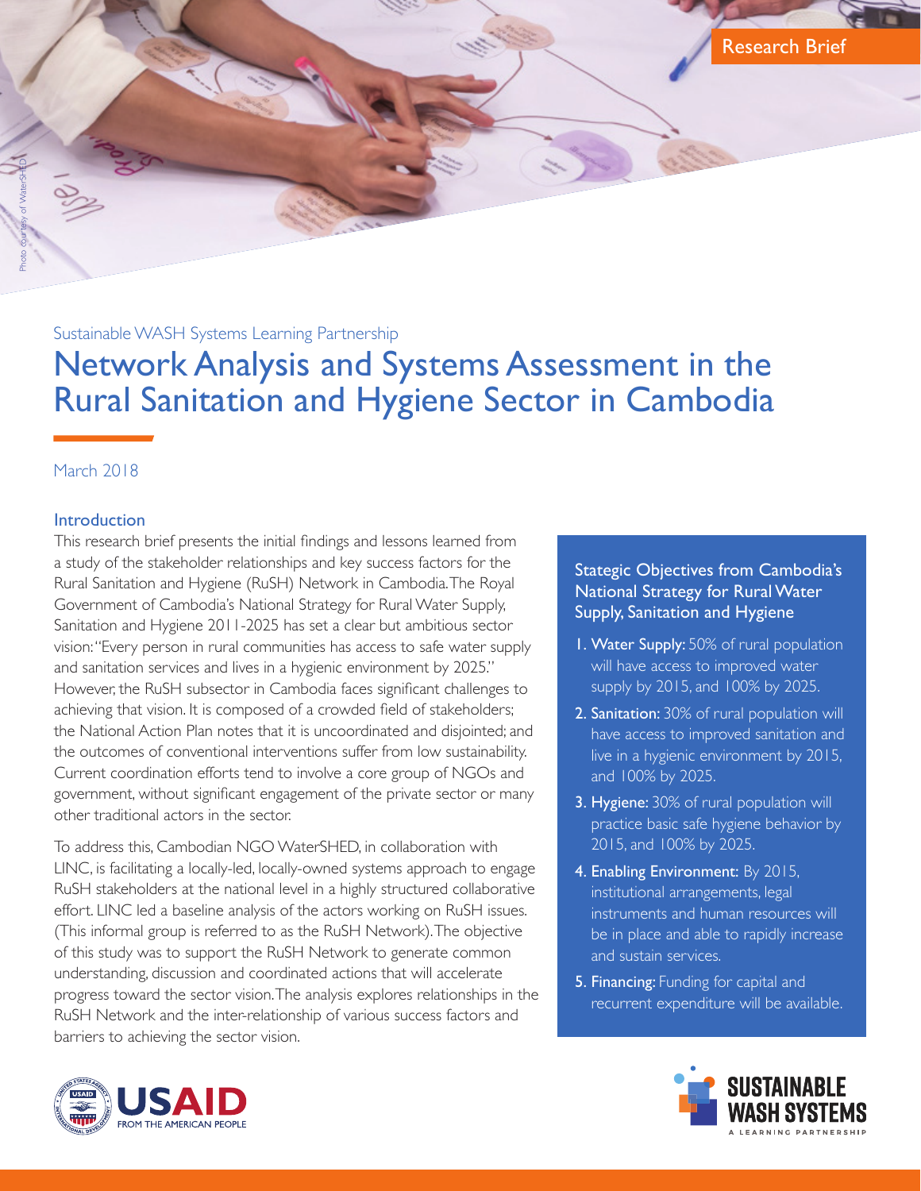Research Brief

Sustainable WASH Systems Learning Partnership

# Network Analysis and Systems Assessment in the Rural Sanitation and Hygiene Sector in Cambodia

March 2018

## Introduction

This research brief presents the initial findings and lessons learned from a study of the stakeholder relationships and key success factors for the Rural Sanitation and Hygiene (RuSH) Network in Cambodia. The Royal Government of Cambodia's National Strategy for Rural Water Supply, Sanitation and Hygiene 2011-2025 has set a clear but ambitious sector vision: "Every person in rural communities has access to safe water supply and sanitation services and lives in a hygienic environment by 2025." However, the RuSH subsector in Cambodia faces significant challenges to achieving that vision. It is composed of a crowded field of stakeholders; the National Action Plan notes that it is uncoordinated and disjointed; and the outcomes of conventional interventions suffer from low sustainability. Current coordination efforts tend to involve a core group of NGOs and government, without significant engagement of the private sector or many other traditional actors in the sector.

To address this, Cambodian NGO WaterSHED, in collaboration with LINC, is facilitating a locally-led, locally-owned systems approach to engage RuSH stakeholders at the national level in a highly structured collaborative effort. LINC led a baseline analysis of the actors working on RuSH issues. (This informal group is referred to as the RuSH Network). The objective of this study was to support the RuSH Network to generate common understanding, discussion and coordinated actions that will accelerate progress toward the sector vision. The analysis explores relationships in the RuSH Network and the inter-relationship of various success factors and barriers to achieving the sector vision.

### Stategic Objectives from Cambodia's National Strategy for Rural Water Supply, Sanitation and Hygiene

1. **Water Supply:** 50% of rural population will have access to improved water supply by 2015, and 100% by 2025.
2. **Sanitation:** 30% of rural population will have access to improved sanitation and live in a hygienic environment by 2015, and 100% by 2025.
3. **Hygiene:** 30% of rural population will practice basic safe hygiene behavior by 2015, and 100% by 2025.
4. **Enabling Environment:** By 2015, institutional arrangements, legal instruments and human resources will be in place and able to rapidly increase and sustain services.
5. **Financing:** Funding for capital and recurrent expenditure will be available.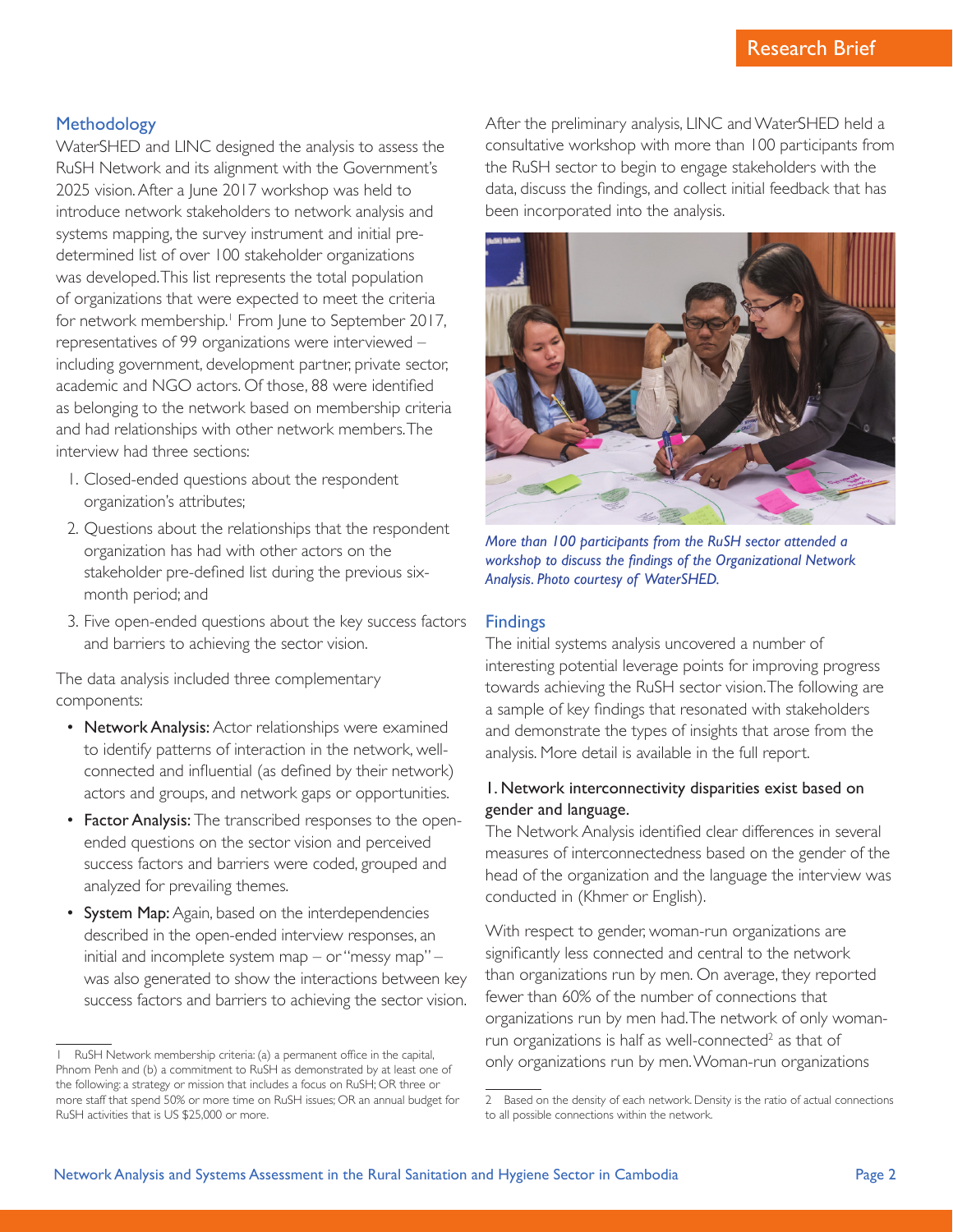## Methodology

WaterSHED and LINC designed the analysis to assess the RuSH Network and its alignment with the Government's 2025 vision. After a June 2017 workshop was held to introduce network stakeholders to network analysis and systems mapping, the survey instrument and initial pre-determined list of over 100 stakeholder organizations was developed. This list represents the total population of organizations that were expected to meet the criteria for network membership.[1] From June to September 2017, representatives of 99 organizations were interviewed – including government, development partner, private sector, academic and NGO actors. Of those, 88 were identified as belonging to the network based on membership criteria and had relationships with other network members. The interview had three sections:

1. Closed-ended questions about the respondent organization's attributes;
2. Questions about the relationships that the respondent organization has had with other actors on the stakeholder pre-defined list during the previous six-month period; and
3. Five open-ended questions about the key success factors and barriers to achieving the sector vision.

The data analysis included three complementary components:

- **Network Analysis:** Actor relationships were examined to identify patterns of interaction in the network, well-connected and influential (as defined by their network) actors and groups, and network gaps or opportunities.
- **Factor Analysis:** The transcribed responses to the open-ended questions on the sector vision and perceived success factors and barriers were coded, grouped and analyzed for prevailing themes.
- **System Map:** Again, based on the interdependencies described in the open-ended interview responses, an initial and incomplete system map – or "messy map" – was also generated to show the interactions between key success factors and barriers to achieving the sector vision.

After the preliminary analysis, LINC and WaterSHED held a consultative workshop with more than 100 participants from the RuSH sector to begin to engage stakeholders with the data, discuss the findings, and collect initial feedback that has been incorporated into the analysis.

*More than 100 participants from the RuSH sector attended a workshop to discuss the findings of the Organizational Network Analysis. Photo courtesy of WaterSHED.*

## Findings

The initial systems analysis uncovered a number of interesting potential leverage points for improving progress towards achieving the RuSH sector vision. The following are a sample of key findings that resonated with stakeholders and demonstrate the types of insights that arose from the analysis. More detail is available in the full report.

### 1. Network interconnectivity disparities exist based on gender and language.

The Network Analysis identified clear differences in several measures of interconnectedness based on the gender of the head of the organization and the language the interview was conducted in (Khmer or English).

With respect to gender, woman-run organizations are significantly less connected and central to the network than organizations run by men. On average, they reported fewer than 60% of the number of connections that organizations run by men had. The network of only woman-run organizations is half as well-connected[2] as that of only organizations run by men. Woman-run organizations

[1] RuSH Network membership criteria: (a) a permanent office in the capital, Phnom Penh and (b) a commitment to RuSH as demonstrated by at least one of the following: a strategy or mission that includes a focus on RuSH; OR three or more staff that spend 50% or more time on RuSH issues; OR an annual budget for RuSH activities that is US $25,000 or more.

[2] Based on the density of each network. Density is the ratio of actual connections to all possible connections within the network.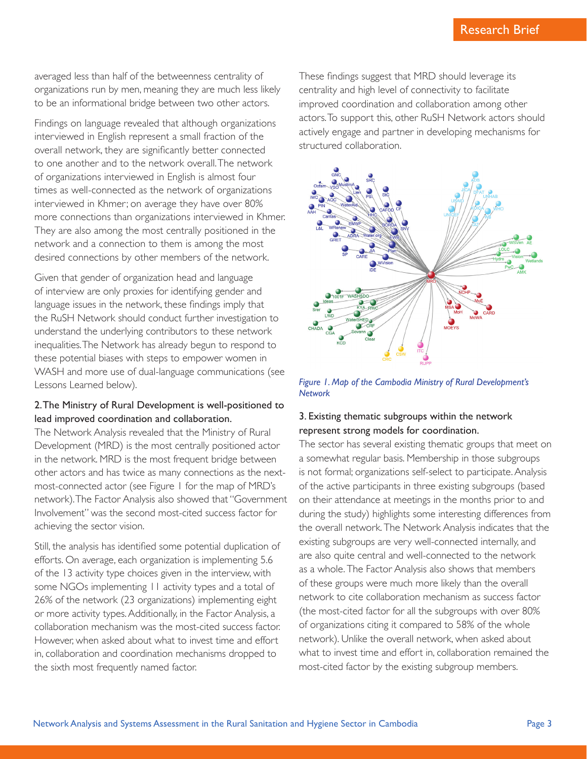averaged less than half of the betweenness centrality of organizations run by men, meaning they are much less likely to be an informational bridge between two other actors.

Findings on language revealed that although organizations interviewed in English represent a small fraction of the overall network, they are significantly better connected to one another and to the network overall. The network of organizations interviewed in English is almost four times as well-connected as the network of organizations interviewed in Khmer; on average they have over 80% more connections than organizations interviewed in Khmer. They are also among the most centrally positioned in the network and a connection to them is among the most desired connections by other members of the network.

Given that gender of organization head and language of interview are only proxies for identifying gender and language issues in the network, these findings imply that the RuSH Network should conduct further investigation to understand the underlying contributors to these network inequalities. The Network has already begun to respond to these potential biases with steps to empower women in WASH and more use of dual-language communications (see Lessons Learned below).

**2. The Ministry of Rural Development is well-positioned to lead improved coordination and collaboration.**

The Network Analysis revealed that the Ministry of Rural Development (MRD) is the most centrally positioned actor in the network. MRD is the most frequent bridge between other actors and has twice as many connections as the next-most-connected actor (see Figure 1 for the map of MRD's network). The Factor Analysis also showed that "Government Involvement" was the second most-cited success factor for achieving the sector vision.

Still, the analysis has identified some potential duplication of efforts. On average, each organization is implementing 5.6 of the 13 activity type choices given in the interview, with some NGOs implementing 11 activity types and a total of 26% of the network (23 organizations) implementing eight or more activity types. Additionally, in the Factor Analysis, a collaboration mechanism was the most-cited success factor. However, when asked about what to invest time and effort in, collaboration and coordination mechanisms dropped to the sixth most frequently named factor.

These findings suggest that MRD should leverage its centrality and high level of connectivity to facilitate improved coordination and collaboration among other actors. To support this, other RuSH Network actors should actively engage and partner in developing mechanisms for structured collaboration.

*Figure 1. Map of the Cambodia Ministry of Rural Development's Network*

**3. Existing thematic subgroups within the network represent strong models for coordination.**

The sector has several existing thematic groups that meet on a somewhat regular basis. Membership in those subgroups is not formal; organizations self-select to participate. Analysis of the active participants in three existing subgroups (based on their attendance at meetings in the months prior to and during the study) highlights some interesting differences from the overall network. The Network Analysis indicates that the existing subgroups are very well-connected internally, and are also quite central and well-connected to the network as a whole. The Factor Analysis also shows that members of these groups were much more likely than the overall network to cite collaboration mechanism as success factor (the most-cited factor for all the subgroups with over 80% of organizations citing it compared to 58% of the whole network). Unlike the overall network, when asked about what to invest time and effort in, collaboration remained the most-cited factor by the existing subgroup members.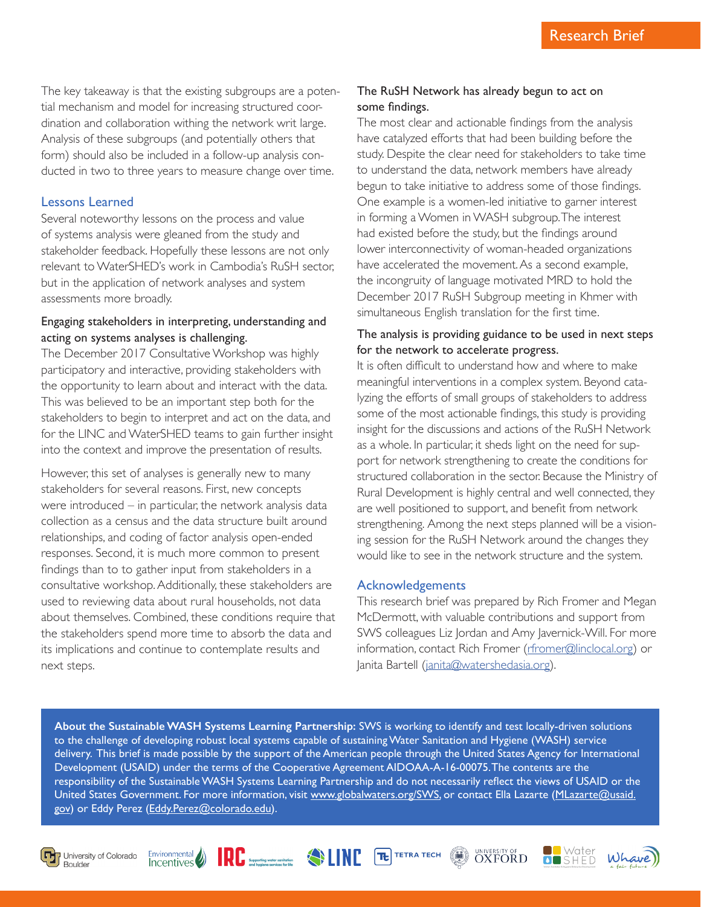The key takeaway is that the existing subgroups are a potential mechanism and model for increasing structured coordination and collaboration withing the network writ large. Analysis of these subgroups (and potentially others that form) should also be included in a follow-up analysis conducted in two to three years to measure change over time.

## Lessons Learned

Several noteworthy lessons on the process and value of systems analysis were gleaned from the study and stakeholder feedback. Hopefully these lessons are not only relevant to WaterSHED's work in Cambodia's RuSH sector, but in the application of network analyses and system assessments more broadly.

### Engaging stakeholders in interpreting, understanding and acting on systems analyses is challenging.

The December 2017 Consultative Workshop was highly participatory and interactive, providing stakeholders with the opportunity to learn about and interact with the data. This was believed to be an important step both for the stakeholders to begin to interpret and act on the data, and for the LINC and WaterSHED teams to gain further insight into the context and improve the presentation of results.

However, this set of analyses is generally new to many stakeholders for several reasons. First, new concepts were introduced – in particular, the network analysis data collection as a census and the data structure built around relationships, and coding of factor analysis open-ended responses. Second, it is much more common to present findings than to to gather input from stakeholders in a consultative workshop. Additionally, these stakeholders are used to reviewing data about rural households, not data about themselves. Combined, these conditions require that the stakeholders spend more time to absorb the data and its implications and continue to contemplate results and next steps.

### The RuSH Network has already begun to act on some findings.

The most clear and actionable findings from the analysis have catalyzed efforts that had been building before the study. Despite the clear need for stakeholders to take time to understand the data, network members have already begun to take initiative to address some of those findings. One example is a women-led initiative to garner interest in forming a Women in WASH subgroup. The interest had existed before the study, but the findings around lower interconnectivity of woman-headed organizations have accelerated the movement. As a second example, the incongruity of language motivated MRD to hold the December 2017 RuSH Subgroup meeting in Khmer with simultaneous English translation for the first time.

### The analysis is providing guidance to be used in next steps for the network to accelerate progress.

It is often difficult to understand how and where to make meaningful interventions in a complex system. Beyond catalyzing the efforts of small groups of stakeholders to address some of the most actionable findings, this study is providing insight for the discussions and actions of the RuSH Network as a whole. In particular, it sheds light on the need for support for network strengthening to create the conditions for structured collaboration in the sector. Because the Ministry of Rural Development is highly central and well connected, they are well positioned to support, and benefit from network strengthening. Among the next steps planned will be a visioning session for the RuSH Network around the changes they would like to see in the network structure and the system.

## Acknowledgements

This research brief was prepared by Rich Fromer and Megan McDermott, with valuable contributions and support from SWS colleagues Liz Jordan and Amy Javernick-Will. For more information, contact Rich Fromer (rfromer@linclocal.org) or Janita Bartell (janita@watershedasia.org).

**About the Sustainable WASH Systems Learning Partnership:** SWS is working to identify and test locally-driven solutions to the challenge of developing robust local systems capable of sustaining Water Sanitation and Hygiene (WASH) service delivery. This brief is made possible by the support of the American people through the United States Agency for International Development (USAID) under the terms of the Cooperative Agreement AIDOAA-A-16-00075. The contents are the responsibility of the Sustainable WASH Systems Learning Partnership and do not necessarily reflect the views of USAID or the United States Government. For more information, visit www.globalwaters.org/SWS, or contact Ella Lazarte (MLazarte@usaid.gov) or Eddy Perez (Eddy.Perez@colorado.edu).